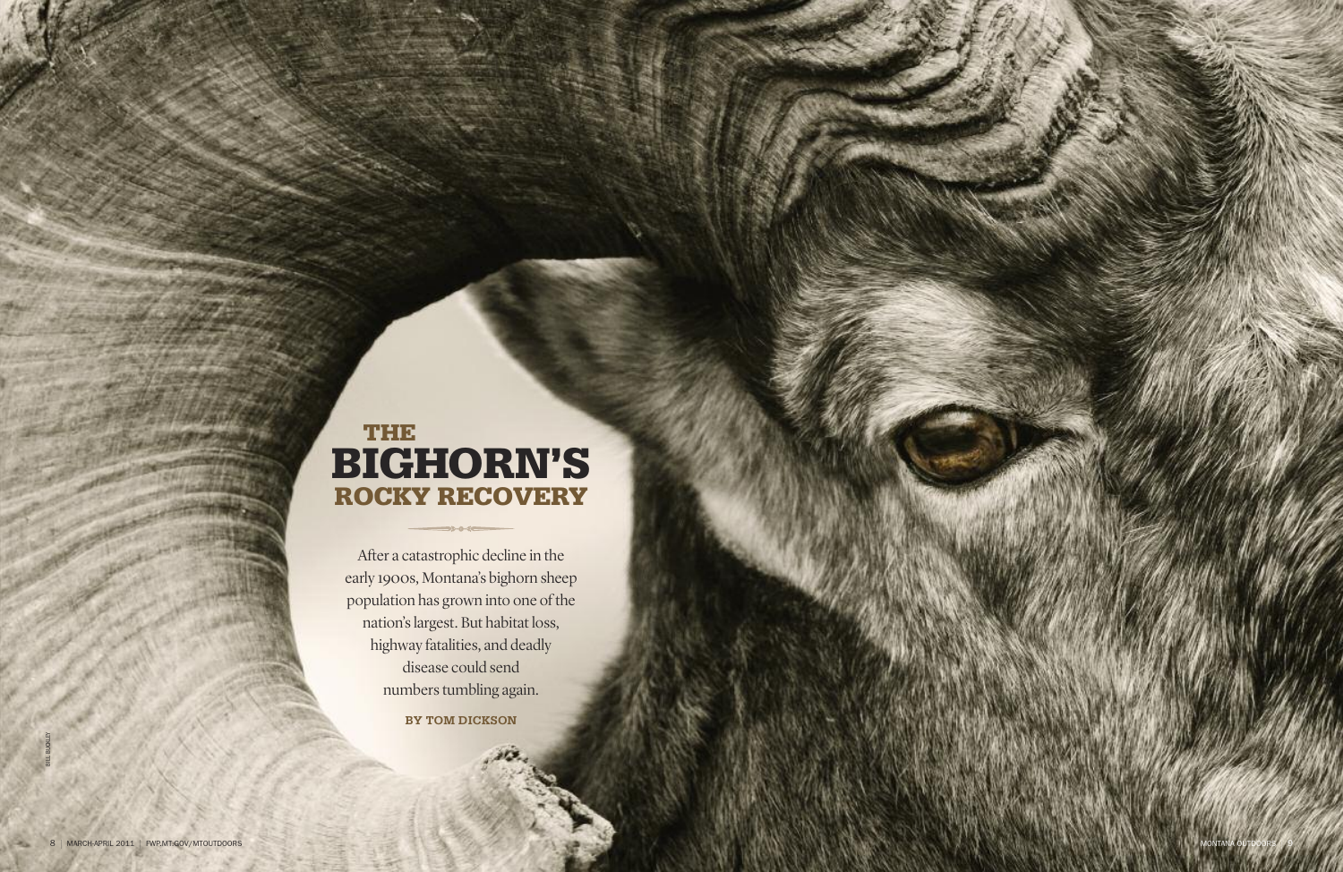# THE BIGHORN'S ROCKY RECOVERY

After a catastrophic decline in the early 1900s, Montana's bighorn sheep population has grown into one of the nation's largest. But habitat loss, highway fatalities, and deadly disease could send numbers tumbling again.

**BY TOM DICKSON**

BILL BUCKLEY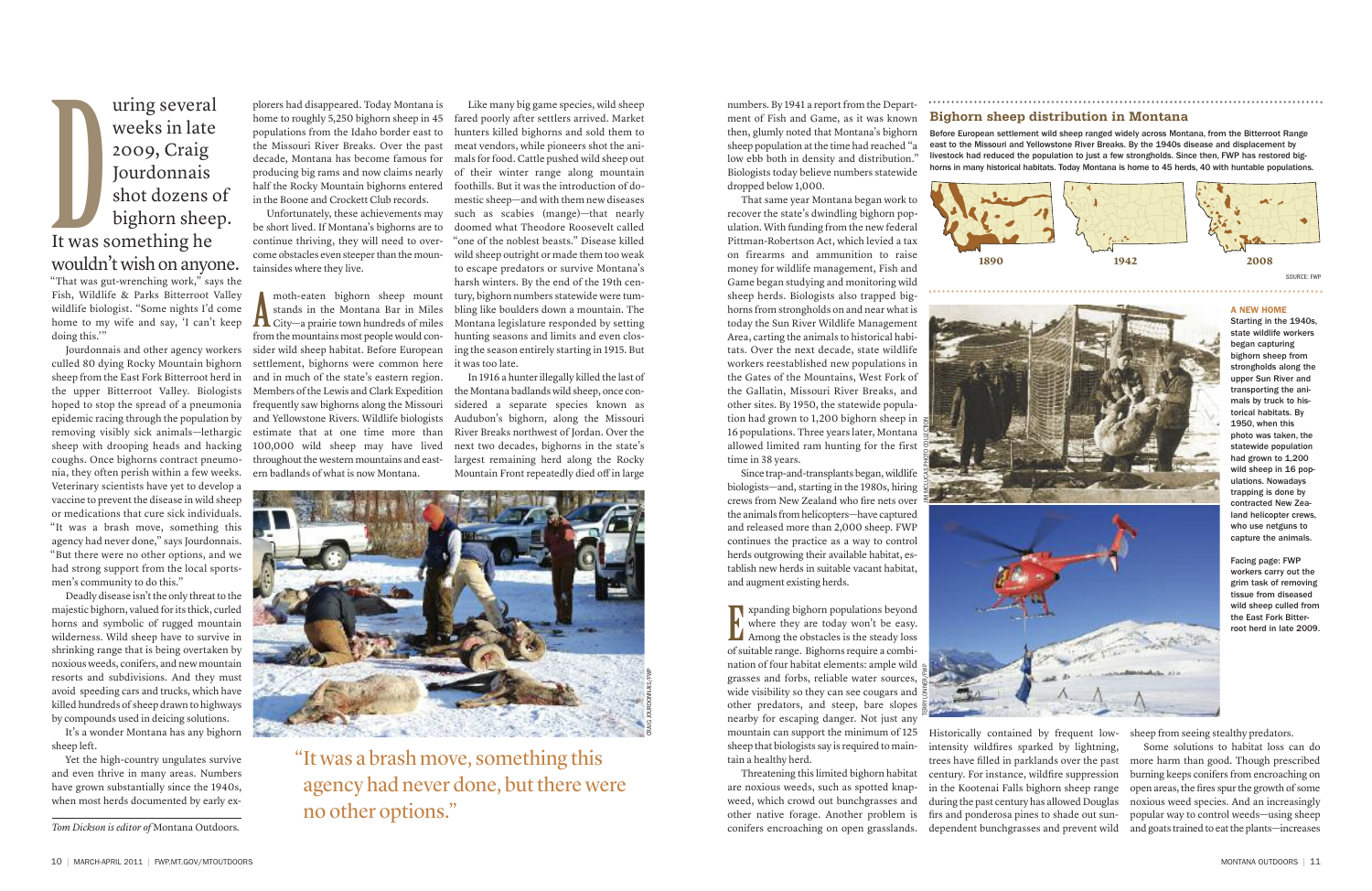# During several weeks in late 2009, Craig Jourdonnais shot dozens of bighorn sheep. It was something he wouldn't wish on anyone.

"That was gut-wrenching work," says the Fish, Wildlife & Parks Bitterroot Valley wildlife biologist. "Some nights I'd come home to my wife and say, 'I can't keep doing this.'"

Jourdonnais and other agency workers culled 80 dying Rocky Mountain bighorn sheep from the East Fork Bitterroot herd in the upper Bitterroot Valley. Biologists hoped to stop the spread of a pneumonia epidemic racing through the population by removing visibly sick animals—lethargic sheep with drooping heads and hacking coughs. Once bighorns contract pneumonia, they often perish within a few weeks. Veterinary scientists have yet to develop a vaccine to prevent the disease in wild sheep or medications that cure sick individuals. "It was a brash move, something this agency had never done," says Jourdonnais. "But there were no other options, and we had strong support from the local sportsmen's community to do this."

Deadly disease isn't the only threat to the majestic bighorn, valued for its thick, curled horns and symbolic of rugged mountain wilderness. Wild sheep have to survive in shrinking range that is being overtaken by noxious weeds, conifers, and new mountain resorts and subdivisions. And they must avoid speeding cars and trucks, which have killed hundreds of sheep drawn to highways by compounds used in deicing solutions.

It's a wonder Montana has any bighorn sheep left.

Yet the high-country ungulates survive and even thrive in many areas. Numbers have grown substantially since the 1940s, when most herds documented by early explorers had disappeared. Today Montana is home to roughly 5,250 bighorn sheep in 45 populations from the Idaho border east to the Missouri River Breaks. Over the past decade, Montana has become famous for producing big rams and now claims nearly half the Rocky Mountain bighorns entered in the Boone and Crockett Club records.

Unfortunately, these achievements may be short lived. If Montana's bighorns are to continue thriving, they will need to overcome obstacles even steeper than the mountainsides where they live.

*Tom Dickson is editor of* Montana Outdoors.

A moth-eaten bighorn sheep mount stands in the Montana Bar in Miles City—a prairie town hundreds of miles from the mountains most people would consider wild sheep habitat. Before European settlement, bighorns were common here and in much of the state's eastern region. Members of the Lewis and Clark Expedition frequently saw bighorns along the Missouri and Yellowstone Rivers. Wildlife biologists estimate that at one time more than 100,000 wild sheep may have lived throughout the western mountains and eastern badlands of what is now Montana.

Like many big game species, wild sheep fared poorly after settlers arrived. Market hunters killed bighorns and sold them to meat vendors, while pioneers shot the animals for food. Cattle pushed wild sheep out of their winter range along mountain foothills. But it was the introduction of domestic sheep—and with them new diseases such as scabies (mange)—that nearly doomed what Theodore Roosevelt called "one of the noblest beasts." Disease killed wild sheep outright or made them too weak to escape predators or survive Montana's harsh winters. By the end of the 19th century, bighorn numbers statewide were tumbling like boulders down a mountain. The Montana legislature responded by setting hunting seasons and limits and even closing the season entirely starting in 1915. But it was too late.

In 1916 a hunter illegally killed the last of the Montana badlands wild sheep, once considered a separate species known as Audubon's bighorn, along the Missouri River Breaks northwest of Jordan. Over the next two decades, bighorns in the state's largest remaining herd along the Rocky Mountain Front repeatedly died off in large numbers. By 1941 a report from the Department of Fish and Game, as it was known then, glumly noted that Montana's bighorn sheep population at the time had reached "a low ebb both in density and distribution." Biologists today believe numbers statewide dropped below 1,000.

That same year Montana began work to recover the state's dwindling bighorn population. With funding from the new federal Pittman-Robertson Act, which levied a tax on firearms and ammunition to raise money for wildlife management, Fish and Game began studying and monitoring wild sheep herds. Biologists also trapped bighorns from strongholds on and near what is today the Sun River Wildlife Management Area, carting the animals to historical habitats. Over the next decade, state wildlife workers reestablished new populations in the Gates of the Mountains, West Fork of the Gallatin, Missouri River Breaks, and other sites. By 1950, the statewide population had grown to 1,200 bighorn sheep in 16 populations. Three years later, Montana allowed limited ram hunting for the first time in 38 years.

Since trap-and-transplants began, wildlife biologists—and, starting in the 1980s, hiring crews from New Zealand who fire nets over the animals from helicopters—have captured and released more than 2,000 sheep. FWP continues the practice as a way to control herds outgrowing their available habitat, establish new herds in suitable vacant habitat, and augment existing herds.

> "It was a brash move, something this agency had never done, but there were no other options."

Facing page: FWP workers carry out the grim task of removing tissue from diseased wild sheep culled from the East Fork Bitterroot herd in late 2009.

## Bighorn sheep distribution in Montana

Before European settlement wild sheep ranged widely across Montana, from the Bitterroot Range east to the Missouri and Yellowstone River Breaks. By the 1940s disease and displacement by livestock had reduced the population to just a few strongholds. Since then, FWP has restored bighorns in many historical habitats. Today Montana is home to 45 herds, 40 with huntable populations.

1890 | 1942 | 2008

SOURCE: FWP

**A NEW HOME**
Starting in the 1940s, state wildlife workers began capturing bighorn sheep from strongholds along the upper Sun River and transporting the animals by truck to historical habitats. By 1950, when this photo was taken, the statewide population had grown to 1,200 wild sheep in 16 populations. Nowadays trapping is done by contracted New Zealand helicopter crews, who use netguns to capture the animals.

Expanding bighorn populations beyond where they are today won't be easy. Among the obstacles is the steady loss of suitable range. Bighorns require a combination of four habitat elements: ample wild grasses and forbs, reliable water sources, wide visibility so they can see cougars and other predators, and steep, bare slopes nearby for escaping danger. Not just any mountain can support the minimum of 125 sheep that biologists say is required to maintain a healthy herd.

Threatening this limited bighorn habitat are noxious weeds, such as spotted knapweed, which crowd out bunchgrasses and other native forage. Another problem is conifers encroaching on open grasslands. Historically contained by frequent low-intensity wildfires sparked by lightning, trees have filled in parklands over the past century. For instance, wildfire suppression in the Kootenai Falls bighorn sheep range during the past century has allowed Douglas firs and ponderosa pines to shade out sun-dependent bunchgrasses and prevent wild sheep from seeing stealthy predators.

Some solutions to habitat loss can do more harm than good. Though prescribed burning keeps conifers from encroaching on open areas, the fires spur the growth of some noxious weed species. And an increasingly popular way to control weeds—using sheep and goats trained to eat the plants—increases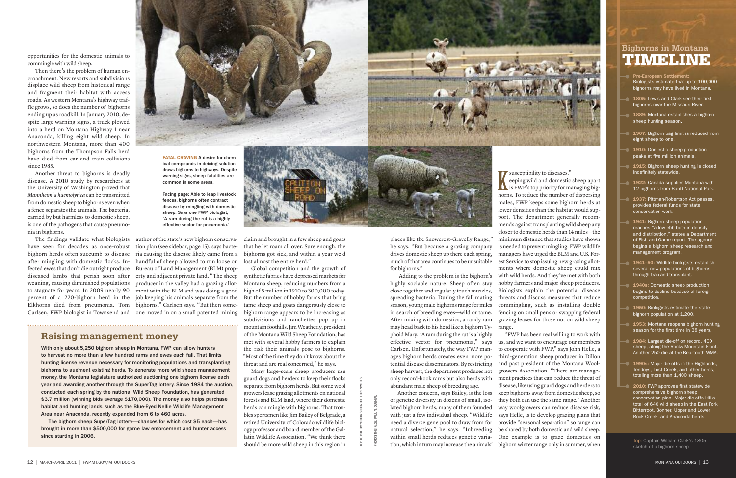opportunities for the domestic animals to commingle with wild sheep.

Then there's the problem of human encroachment. New resorts and subdivisions displace wild sheep from historical range and fragment their habitat with access roads. As western Montana's highway traffic grows, so does the number of bighorns ending up as roadkill. In January 2010, despite large warning signs, a truck plowed into a herd on Montana Highway 1 near Anaconda, killing eight wild sheep. In northwestern Montana, more than 400 bighorns from the Thompson Falls herd have died from car and train collisions since 1985.

Another threat to bighorns is deadly disease. A 2010 study by researchers at the University of Washington proved that *Mannheimia haemolytica* can be transmitted from domestic sheep to bighorns even when a fence separates the animals. The bacteria, carried by but harmless to domestic sheep, is one of the pathogens that cause pneumonia in bighorns.

The findings validate what biologists have seen for decades as once-robust bighorn herds often succumb to disease after mingling with domestic flocks. Infected ewes that don't die outright produce diseased lambs that perish soon after weaning, causing diminished populations to stagnate for years. In 2009 nearly 90 percent of a 220-bighorn herd in the Elkhorns died from pneumonia. Tom Carlsen, FWP biologist in Townsend and author of the state's new bighorn conservation plan (see sidebar, page 15), says bacteria causing the disease likely came from a handful of sheep allowed to run loose on Bureau of Land Management (BLM) property and adjacent private land. "The sheep producer in the valley had a grazing allotment with the BLM and was doing a good job keeping his animals separate from the bighorns," Carlsen says. "But then someone moved in on a small patented mining claim and brought in a few sheep and goats that he let roam all over. Sure enough, the bighorns got sick, and within a year we'd lost almost the entire herd."

Global competition and the growth of synthetic fabrics have depressed markets for Montana sheep, reducing numbers from a high of 5 million in 1910 to 300,000 today. But the number of hobby farms that bring tame sheep and goats dangerously close to bighorn range appears to be increasing as subdivisions and ranchettes pop up in mountain foothills. Jim Weatherly, president of the Montana Wild Sheep Foundation, has met with several hobby farmers to explain the risk their animals pose to bighorns. "Most of the time they don't know about the threat and are real concerned," he says.

Many large-scale sheep producers use guard dogs and herders to keep their flocks separate from bighorn herds. But some wool growers lease grazing allotments on national forests and BLM land, where their domestic herds can mingle with bighorns. That troubles sportsmen like Jim Bailey of Belgrade, a retired University of Colorado wildlife biology professor and board member of the Gallatin Wildlife Association. "We think there should be more wild sheep in this region in places like the Snowcrest-Gravelly Range," he says. "But because a grazing company drives domestic sheep up there each spring, much of that area continues to be unsuitable for bighorns."

Adding to the problem is the bighorn's highly sociable nature. Sheep often stay close together and regularly touch muzzles, spreading bacteria. During the fall mating season, young male bighorns range for miles in search of breeding ewes—wild or tame. After mixing with domestics, a randy ram may head back to his herd like a bighorn Typhoid Mary. "A ram during the rut is a highly effective vector for pneumonia," says Carlsen. Unfortunately, the way FWP manages bighorn herds creates even more potential disease disseminators. By restricting sheep harvest, the department produces not only record-book rams but also herds with abundant male sheep of breeding age.

Another concern, says Bailey, is the loss of genetic diversity in dozens of small, isolated bighorn herds, many of them founded with just a few individual sheep. "Wildlife need a diverse gene pool to draw from for natural selection," he says. "Inbreeding within small herds reduces genetic variation, which in turn may increase the animals' susceptibility to diseases."

Keeping wild and domestic sheep apart is FWP's top priority for managing bighorns. To reduce the number of dispersing males, FWP keeps some bighorn herds at lower densities than the habitat would support. The department generally recommends against transplanting wild sheep any closer to domestic herds than 14 miles—the minimum distance that studies have shown is needed to prevent mingling. FWP wildlife managers have urged the BLM and U.S. Forest Service to stop issuing new grazing allotments where domestic sheep could mix with wild herds. And they've met with both hobby farmers and major sheep producers. Biologists explain the potential disease threats and discuss measures that reduce commingling, such as installing double fencing on small pens or swapping federal grazing leases for those not on wild sheep range.

"FWP has been real willing to work with us, and we want to encourage our members to cooperate with FWP," says John Helle, a third-generation sheep producer in Dillon and past president of the Montana Woolgrowers Association. "There are management practices that can reduce the threat of disease, like using guard dogs and herders to keep bighorns away from domestic sheep, so they both can use the same range." Another way woolgrowers can reduce disease risk, says Helle, is to develop grazing plans that provide "seasonal separation" so range can be shared by both domestic and wild sheep. One example is to graze domestics on bighorn winter range only in summer, when

**FATAL CRAVING** A desire for chemical compounds in deicing solution draws bighorns to highways. Despite warning signs, sheep fatalities are common in some areas.

Facing page: Able to leap livestock fences, bighorns often contract disease by mingling with domestic sheep. Says one FWP biologist, "A ram during the rut is a highly effective vector for pneumonia."

TOP TO BOTTOM: VICTOR SCHENDEL; BHREN WELLS

PHOTOS THIS PAGE: PAUL K. QUENEAU

## Raising management money

With only about 5,250 bighorn sheep in Montana, FWP can allow hunters to harvest no more than a few hundred rams and ewes each fall. That limits hunting license revenue necessary for monitoring populations and transplanting bighorns to augment existing herds. To generate more wild sheep management money, the Montana legislature authorized auctioning one bighorn license each year and awarding another through the SuperTag lottery. Since 1984 the auction, conducted each spring by the national Wild Sheep Foundation, has generated $3.7 million (winning bids average $170,000). The money also helps purchase habitat and hunting lands, such as the Blue-Eyed Nellie Wildlife Management Area near Anaconda, recently expanded from 6 to 460 acres.

The bighorn sheep SuperTag lottery—chances for which cost $5 each—has brought in more than $500,000 for game law enforcement and hunter access since starting in 2006.

## Bighorns in Montana TIMELINE

- **Pre-European Settlement:** Biologists estimate that up to 100,000 bighorns may have lived in Montana.
- **1805:** Lewis and Clark see their first bighorns near the Missouri River.
- **1889:** Montana establishes a bighorn sheep hunting season.
- **1907:** Bighorn bag limit is reduced from eight sheep to one.
- **1910:** Domestic sheep production peaks at five million animals.
- **1915:** Bighorn sheep hunting is closed indefinitely statewide.
- **1922:** Canada supplies Montana with 12 bighorns from Banff National Park.
- **1937:** Pittman-Robertson Act passes, provides federal funds for state conservation work.
- **1941:** Bighorn sheep population reaches "a low ebb both in density and distribution," states a Department of Fish and Game report. The agency begins a bighorn sheep research and management program.
- **1941–50:** Wildlife biologists establish several new populations of bighorns through trap-and-transplant.
- **1940s:** Domestic sheep production begins to decline because of foreign competition.
- **1950:** Biologists estimate the state bighorn population at 1,200.
- **1953:** Montana reopens bighorn hunting season for the first time in 38 years.
- **1984:** Largest die-off on record, 400 sheep, along the Rocky Mountain Front. Another 250 die at the Beartooth WMA.
- **1990s:** Major die-offs in the Highlands, Tendoys, Lost Creek, and other herds, totaling more than 1,400 sheep.
- **2010:** FWP approves first statewide comprehensive bighorn sheep conservation plan. Major die-offs kill a total of 640 wild sheep in the East Fork Bitterroot, Bonner, Upper and Lower Rock Creek, and Anaconda herds.

Top: Captain William Clark's 1805 sketch of a bighorn sheep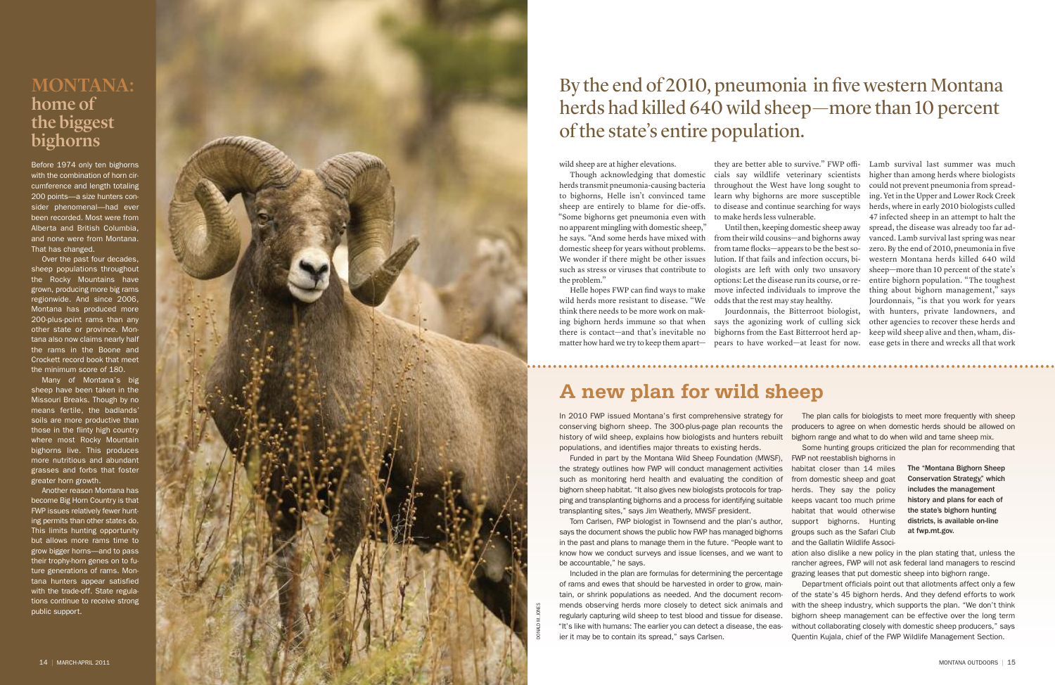## MONTANA: home of the biggest bighorns

Before 1974 only ten bighorns with the combination of horn circumference and length totaling 200 points—a size hunters consider phenomenal—had ever been recorded. Most were from Alberta and British Columbia, and none were from Montana. That has changed.

Over the past four decades, sheep populations throughout the Rocky Mountains have grown, producing more big rams regionwide. And since 2006, Montana has produced more 200-plus-point rams than any other state or province. Montana also now claims nearly half the rams in the Boone and Crockett record book that meet the minimum score of 180.

Many of Montana's big sheep have been taken in the Missouri Breaks. Though by no means fertile, the badlands' soils are more productive than those in the flinty high country where most Rocky Mountain bighorns live. This produces more nutritious and abundant grasses and forbs that foster greater horn growth.

Another reason Montana has become Big Horn Country is that FWP issues relatively fewer hunting permits than other states do. This limits hunting opportunity but allows more rams time to grow bigger horns—and to pass their trophy-horn genes on to future generations of rams. Montana hunters appear satisfied with the trade-off. State regulations continue to receive strong public support.

DONALD M. JONES

# By the end of 2010, pneumonia in five western Montana herds had killed 640 wild sheep—more than 10 percent of the state's entire population.

wild sheep are at higher elevations.

Though acknowledging that domestic herds transmit pneumonia-causing bacteria to bighorns, Helle isn't convinced tame sheep are entirely to blame for die-offs. "Some bighorns get pneumonia even with no apparent mingling with domestic sheep," he says. "And some herds have mixed with domestic sheep for years without problems. We wonder if there might be other issues such as stress or viruses that contribute to the problem."

Helle hopes FWP can find ways to make wild herds more resistant to disease. "We think there needs to be more work on making bighorn herds immune so that when there is contact—and that's inevitable no matter how hard we try to keep them apart—they are better able to survive." FWP officials say wildlife veterinary scientists throughout the West have long sought to learn why bighorns are more susceptible to disease and continue searching for ways to make herds less vulnerable.

Until then, keeping domestic sheep away from their wild cousins—and bighorns away from tame flocks—appears to be the best solution. If that fails and infection occurs, biologists are left with only two unsavory options: Let the disease run its course, or remove infected individuals to improve the odds that the rest may stay healthy.

Jourdonnais, the Bitterroot biologist, says the agonizing work of culling sick bighorns from the East Bitterroot herd appears to have worked—at least for now. Lamb survival last summer was much higher than among herds where biologists could not prevent pneumonia from spreading. Yet in the Upper and Lower Rock Creek herds, where in early 2010 biologists culled 47 infected sheep in an attempt to halt the spread, the disease was already too far advanced. Lamb survival last spring was near zero. By the end of 2010, pneumonia in five western Montana herds killed 640 wild sheep—more than 10 percent of the state's entire bighorn population. "The toughest thing about bighorn management," says Jourdonnais, "is that you work for years with hunters, private landowners, and other agencies to recover these herds and keep wild sheep alive and then, wham, disease gets in there and wrecks all that work

## A new plan for wild sheep

In 2010 FWP issued Montana's first comprehensive strategy for conserving bighorn sheep. The 300-plus-page plan recounts the history of wild sheep, explains how biologists and hunters rebuilt populations, and identifies major threats to existing herds.

Funded in part by the Montana Wild Sheep Foundation (MWSF), the strategy outlines how FWP will conduct management activities such as monitoring herd health and evaluating the condition of bighorn sheep habitat. "It also gives new biologists protocols for trapping and transplanting bighorns and a process for identifying suitable transplanting sites," says Jim Weatherly, MWSF president.

Tom Carlsen, FWP biologist in Townsend and the plan's author, says the document shows the public how FWP has managed bighorns in the past and plans to manage them in the future. "People want to know how we conduct surveys and issue licenses, and we want to be accountable," he says.

Included in the plan are formulas for determining the percentage of rams and ewes that should be harvested in order to grow, maintain, or shrink populations as needed. And the document recommends observing herds more closely to detect sick animals and regularly capturing wild sheep to test blood and tissue for disease. "It's like with humans: The earlier you can detect a disease, the easier it may be to contain its spread," says Carlsen.

The plan calls for biologists to meet more frequently with sheep producers to agree on when domestic herds should be allowed on bighorn range and what to do when wild and tame sheep mix.

Some hunting groups criticized the plan for recommending that FWP not reestablish bighorns in habitat closer than 14 miles from domestic sheep and goat herds. They say the policy keeps vacant too much prime habitat that would otherwise support bighorns. Hunting groups such as the Safari Club and the Gallatin Wildlife Association also dislike a new policy in the plan stating that, unless the rancher agrees, FWP will not ask federal land managers to rescind grazing leases that put domestic sheep into bighorn range.

**The "Montana Bighorn Sheep Conservation Strategy," which includes the management history and plans for each of the state's bighorn hunting districts, is available on-line at fwp.mt.gov.**

Department officials point out that allotments affect only a few of the state's 45 bighorn herds. And they defend efforts to work with the sheep industry, which supports the plan. "We don't think bighorn sheep management can be effective over the long term without collaborating closely with domestic sheep producers," says Quentin Kujala, chief of the FWP Wildlife Management Section.